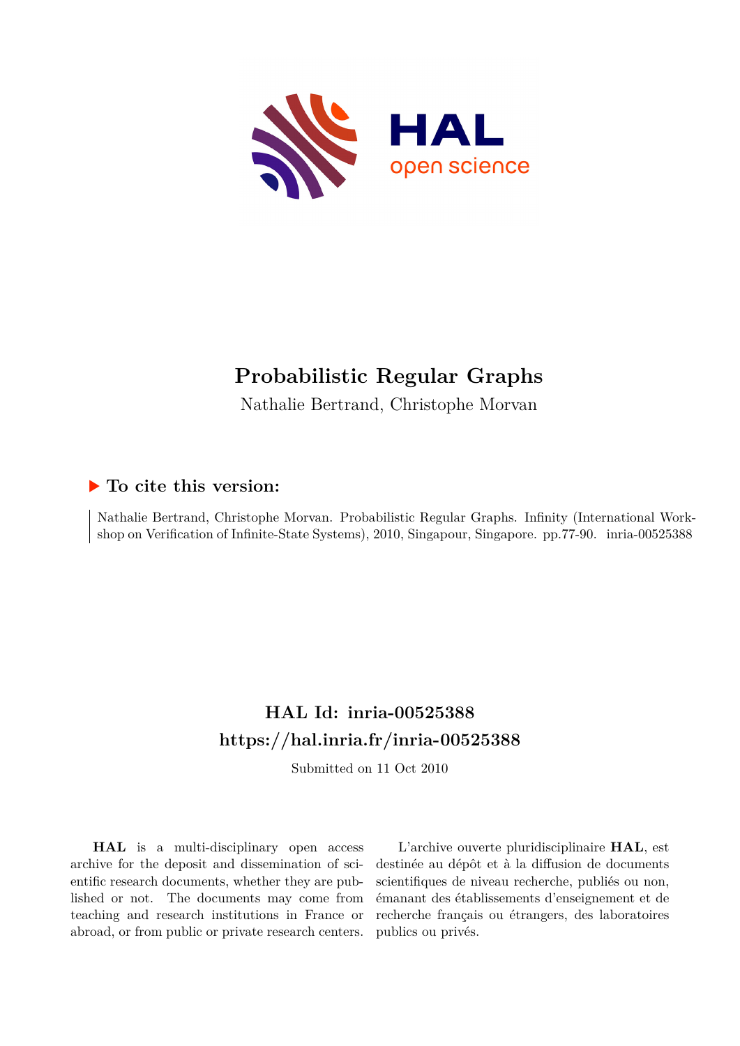# Probabilistic Regular Graphs

Nathalie Bertrand, Christophe Morvan

## ▶ To cite this version:

Nathalie Bertrand, Christophe Morvan. Probabilistic Regular Graphs. Infinity (International Workshop on Verification of Infinite-State Systems), 2010, Singapour, Singapore. pp.77-90. inria-00525388

## HAL Id: inria-00525388

## https://hal.inria.fr/inria-00525388

Submitted on 11 Oct 2010

**HAL** is a multi-disciplinary open access archive for the deposit and dissemination of scientific research documents, whether they are published or not. The documents may come from teaching and research institutions in France or abroad, or from public or private research centers.

L'archive ouverte pluridisciplinaire **HAL**, est destinée au dépôt et à la diffusion de documents scientifiques de niveau recherche, publiés ou non, émanant des établissements d'enseignement et de recherche français ou étrangers, des laboratoires publics ou privés.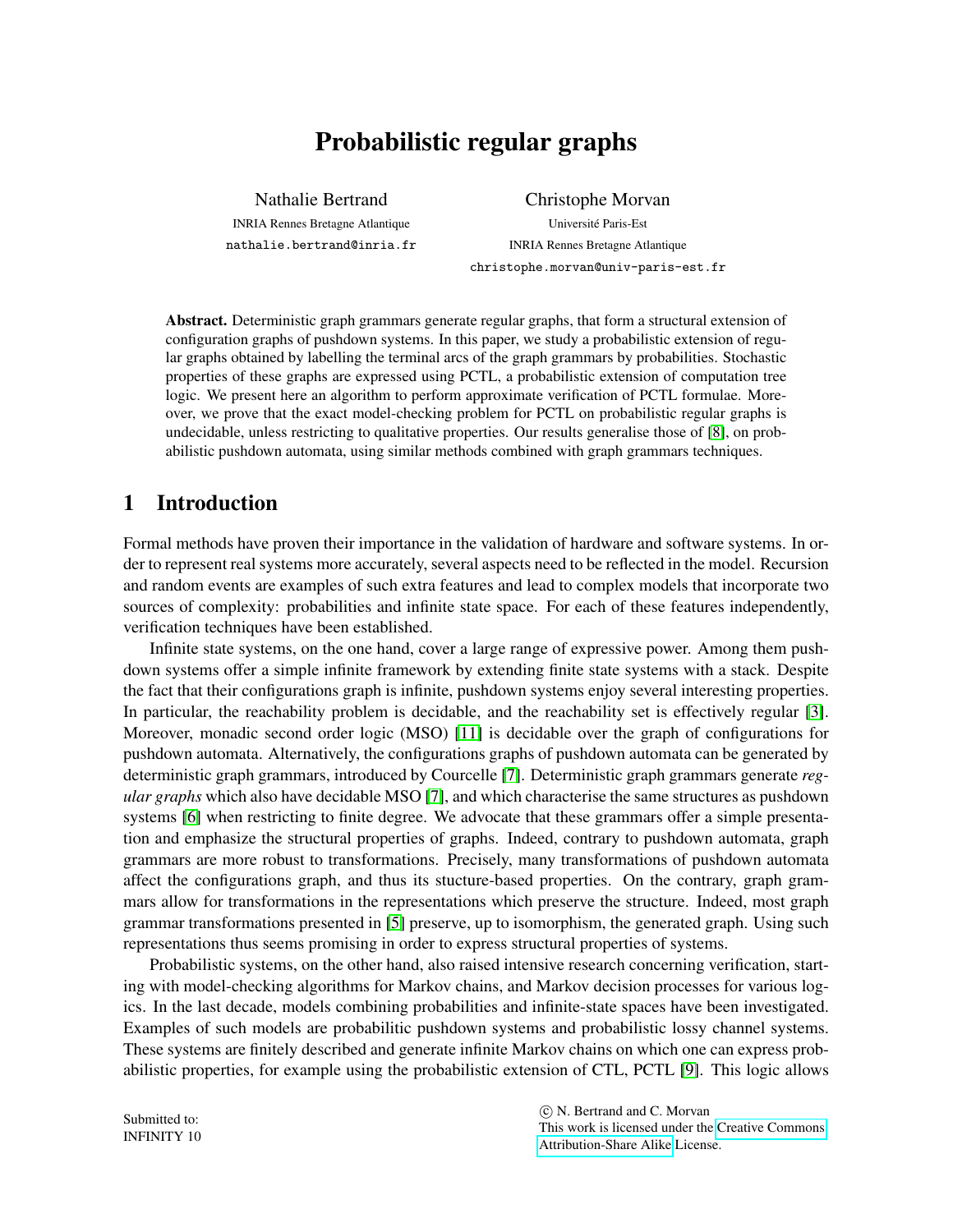# Probabilistic regular graphs

Nathalie Bertrand
INRIA Rennes Bretagne Atlantique
nathalie.bertrand@inria.fr

Christophe Morvan
Université Paris-Est
INRIA Rennes Bretagne Atlantique
christophe.morvan@univ-paris-est.fr

**Abstract.** Deterministic graph grammars generate regular graphs, that form a structural extension of configuration graphs of pushdown systems. In this paper, we study a probabilistic extension of regular graphs obtained by labelling the terminal arcs of the graph grammars by probabilities. Stochastic properties of these graphs are expressed using PCTL, a probabilistic extension of computation tree logic. We present here an algorithm to perform approximate verification of PCTL formulae. Moreover, we prove that the exact model-checking problem for PCTL on probabilistic regular graphs is undecidable, unless restricting to qualitative properties. Our results generalise those of [8], on probabilistic pushdown automata, using similar methods combined with graph grammars techniques.

## 1 Introduction

Formal methods have proven their importance in the validation of hardware and software systems. In order to represent real systems more accurately, several aspects need to be reflected in the model. Recursion and random events are examples of such extra features and lead to complex models that incorporate two sources of complexity: probabilities and infinite state space. For each of these features independently, verification techniques have been established.

Infinite state systems, on the one hand, cover a large range of expressive power. Among them pushdown systems offer a simple infinite framework by extending finite state systems with a stack. Despite the fact that their configurations graph is infinite, pushdown systems enjoy several interesting properties. In particular, the reachability problem is decidable, and the reachability set is effectively regular [3]. Moreover, monadic second order logic (MSO) [11] is decidable over the graph of configurations for pushdown automata. Alternatively, the configurations graphs of pushdown automata can be generated by deterministic graph grammars, introduced by Courcelle [7]. Deterministic graph grammars generate *regular graphs* which also have decidable MSO [7], and which characterise the same structures as pushdown systems [6] when restricting to finite degree. We advocate that these grammars offer a simple presentation and emphasize the structural properties of graphs. Indeed, contrary to pushdown automata, graph grammars are more robust to transformations. Precisely, many transformations of pushdown automata affect the configurations graph, and thus its stucture-based properties. On the contrary, graph grammars allow for transformations in the representations which preserve the structure. Indeed, most graph grammar transformations presented in [5] preserve, up to isomorphism, the generated graph. Using such representations thus seems promising in order to express structural properties of systems.

Probabilistic systems, on the other hand, also raised intensive research concerning verification, starting with model-checking algorithms for Markov chains, and Markov decision processes for various logics. In the last decade, models combining probabilities and infinite-state spaces have been investigated. Examples of such models are probabilitic pushdown systems and probabilistic lossy channel systems. These systems are finitely described and generate infinite Markov chains on which one can express probabilistic properties, for example using the probabilistic extension of CTL, PCTL [9]. This logic allows

Submitted to:
INFINITY 10

© N. Bertrand and C. Morvan
This work is licensed under the Creative Commons Attribution-Share Alike License.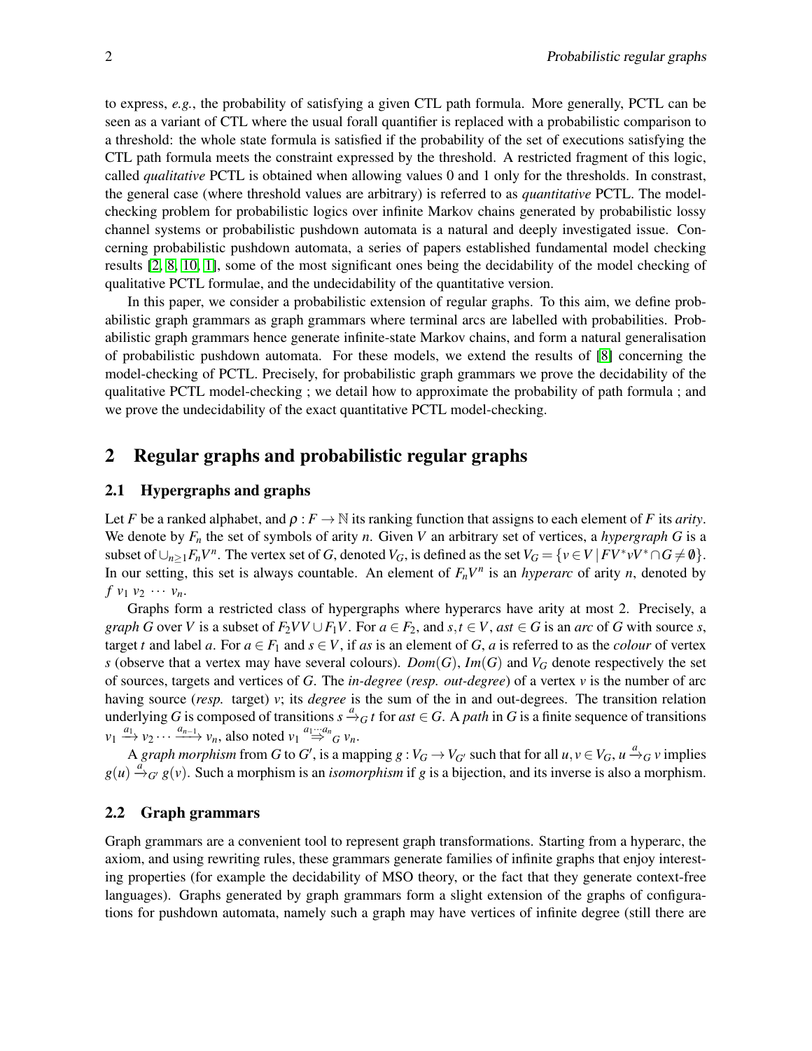to express, *e.g.*, the probability of satisfying a given CTL path formula. More generally, PCTL can be seen as a variant of CTL where the usual forall quantifier is replaced with a probabilistic comparison to a threshold: the whole state formula is satisfied if the probability of the set of executions satisfying the CTL path formula meets the constraint expressed by the threshold. A restricted fragment of this logic, called *qualitative* PCTL is obtained when allowing values 0 and 1 only for the thresholds. In constrast, the general case (where threshold values are arbitrary) is referred to as *quantitative* PCTL. The model-checking problem for probabilistic logics over infinite Markov chains generated by probabilistic lossy channel systems or probabilistic pushdown automata is a natural and deeply investigated issue. Concerning probabilistic pushdown automata, a series of papers established fundamental model checking results [2, 8, 10, 1], some of the most significant ones being the decidability of the model checking of qualitative PCTL formulae, and the undecidability of the quantitative version.

In this paper, we consider a probabilistic extension of regular graphs. To this aim, we define probabilistic graph grammars as graph grammars where terminal arcs are labelled with probabilities. Probabilistic graph grammars hence generate infinite-state Markov chains, and form a natural generalisation of probabilistic pushdown automata. For these models, we extend the results of [8] concerning the model-checking of PCTL. Precisely, for probabilistic graph grammars we prove the decidability of the qualitative PCTL model-checking ; we detail how to approximate the probability of path formula ; and we prove the undecidability of the exact quantitative PCTL model-checking.

## 2 Regular graphs and probabilistic regular graphs

### 2.1 Hypergraphs and graphs

Let $F$ be a ranked alphabet, and $\rho : F \to \mathbb{N}$ its ranking function that assigns to each element of $F$ its *arity*. We denote by $F_n$ the set of symbols of arity $n$. Given $V$ an arbitrary set of vertices, a *hypergraph* $G$ is a subset of $\cup_{n\geq 1} F_n V^n$. The vertex set of $G$, denoted $V_G$, is defined as the set $V_G = \{v \in V \mid FV^*vV^* \cap G \neq \emptyset\}$. In our setting, this set is always countable. An element of $F_n V^n$ is an *hyperarc* of arity $n$, denoted by $f\ v_1\ v_2\ \cdots\ v_n$.

Graphs form a restricted class of hypergraphs where hyperarcs have arity at most 2. Precisely, a *graph* $G$ over $V$ is a subset of $F_2VV \cup F_1V$. For $a \in F_2$, and $s,t \in V$, $ast \in G$ is an *arc* of $G$ with source $s$, target $t$ and label $a$. For $a \in F_1$ and $s \in V$, if $as$ is an element of $G$, $a$ is referred to as the *colour* of vertex $s$ (observe that a vertex may have several colours). $Dom(G)$, $Im(G)$ and $V_G$ denote respectively the set of sources, targets and vertices of $G$. The *in-degree* (*resp.* *out-degree*) of a vertex $v$ is the number of arc having source (*resp.* target) $v$; its *degree* is the sum of the in and out-degrees. The transition relation underlying $G$ is composed of transitions $s \xrightarrow{a}_G t$ for $ast \in G$. A *path* in $G$ is a finite sequence of transitions $v_1 \xrightarrow{a_1} v_2 \cdots \xrightarrow{a_{n-1}} v_n$, also noted $v_1 \overset{a_1\cdots a_n}{\Longrightarrow}_G v_n$.

A *graph morphism* from $G$ to $G'$, is a mapping $g : V_G \to V_{G'}$ such that for all $u,v \in V_G$, $u \xrightarrow{a}_G v$ implies $g(u) \xrightarrow{a}_{G'} g(v)$. Such a morphism is an *isomorphism* if $g$ is a bijection, and its inverse is also a morphism.

### 2.2 Graph grammars

Graph grammars are a convenient tool to represent graph transformations. Starting from a hyperarc, the axiom, and using rewriting rules, these grammars generate families of infinite graphs that enjoy interesting properties (for example the decidability of MSO theory, or the fact that they generate context-free languages). Graphs generated by graph grammars form a slight extension of the graphs of configurations for pushdown automata, namely such a graph may have vertices of infinite degree (still there are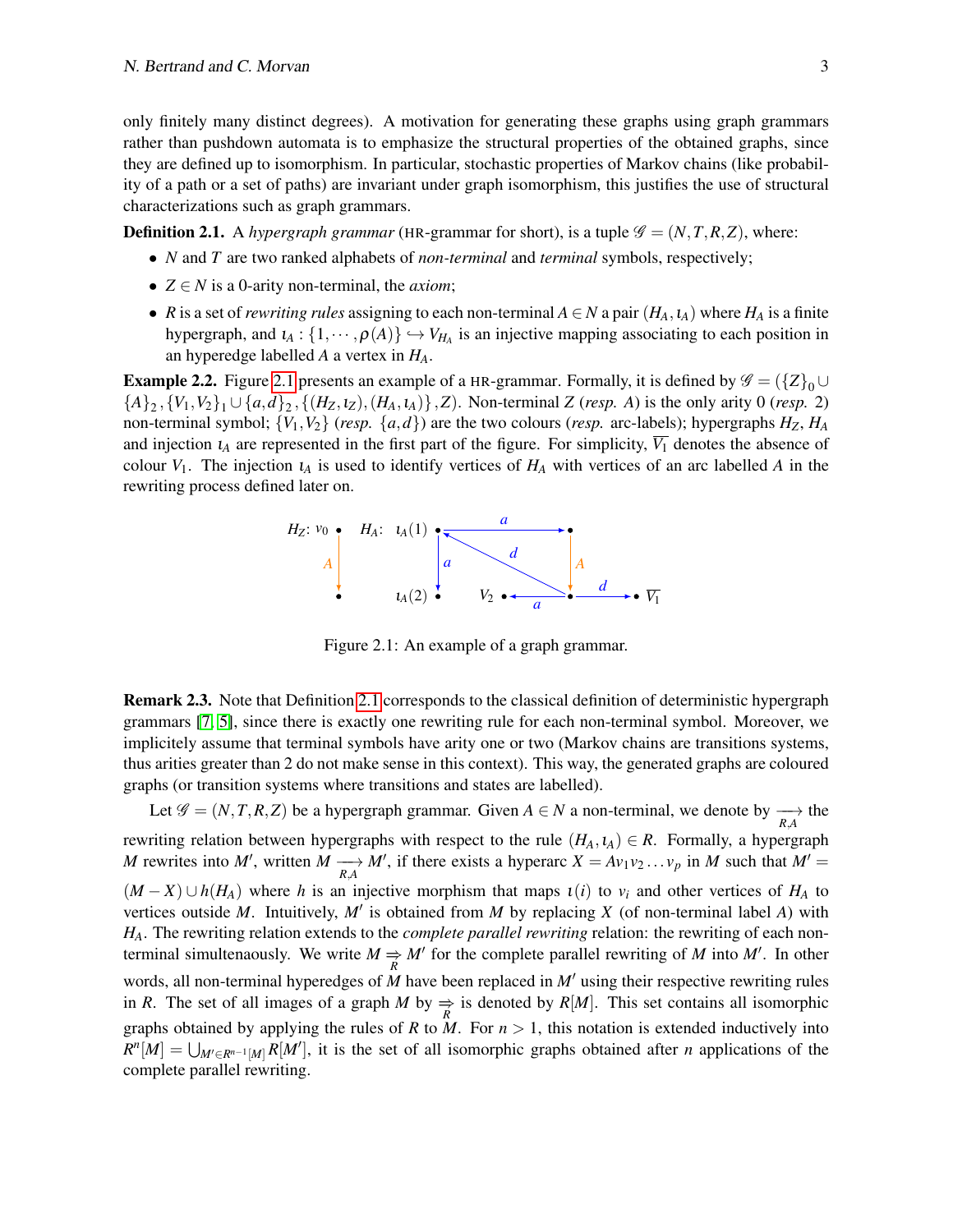only finitely many distinct degrees). A motivation for generating these graphs using graph grammars rather than pushdown automata is to emphasize the structural properties of the obtained graphs, since they are defined up to isomorphism. In particular, stochastic properties of Markov chains (like probability of a path or a set of paths) are invariant under graph isomorphism, this justifies the use of structural characterizations such as graph grammars.

**Definition 2.1.** A *hypergraph grammar* (HR-grammar for short), is a tuple $\mathscr{G} = (N, T, R, Z)$, where:

- $N$ and $T$ are two ranked alphabets of *non-terminal* and *terminal* symbols, respectively;
- $Z \in N$ is a 0-arity non-terminal, the *axiom*;
- $R$ is a set of *rewriting rules* assigning to each non-terminal $A \in N$ a pair $(H_A, \iota_A)$ where $H_A$ is a finite hypergraph, and $\iota_A : \{1, \cdots, \rho(A)\} \hookrightarrow V_{H_A}$ is an injective mapping associating to each position in an hyperedge labelled $A$ a vertex in $H_A$.

**Example 2.2.** Figure 2.1 presents an example of a HR-grammar. Formally, it is defined by $\mathscr{G} = (\{Z\}_0 \cup \{A\}_2, \{V_1, V_2\}_1 \cup \{a, d\}_2, \{(H_Z, \iota_Z), (H_A, \iota_A)\}, Z)$. Non-terminal $Z$ (*resp.* $A$) is the only arity 0 (*resp.* 2) non-terminal symbol; $\{V_1, V_2\}$ (*resp.* $\{a, d\}$) are the two colours (*resp.* arc-labels); hypergraphs $H_Z$, $H_A$ and injection $\iota_A$ are represented in the first part of the figure. For simplicity, $\overline{V_1}$ denotes the absence of colour $V_1$. The injection $\iota_A$ is used to identify vertices of $H_A$ with vertices of an arc labelled $A$ in the rewriting process defined later on.

Figure 2.1: An example of a graph grammar.

**Remark 2.3.** Note that Definition 2.1 corresponds to the classical definition of deterministic hypergraph grammars [7, 5], since there is exactly one rewriting rule for each non-terminal symbol. Moreover, we implicitely assume that terminal symbols have arity one or two (Markov chains are transitions systems, thus arities greater than 2 do not make sense in this context). This way, the generated graphs are coloured graphs (or transition systems where transitions and states are labelled).

Let $\mathscr{G} = (N, T, R, Z)$ be a hypergraph grammar. Given $A \in N$ a non-terminal, we denote by $\underset{R,A}{\longrightarrow}$ the rewriting relation between hypergraphs with respect to the rule $(H_A, \iota_A) \in R$. Formally, a hypergraph $M$ rewrites into $M'$, written $M \underset{R,A}{\longrightarrow} M'$, if there exists a hyperarc $X = Av_1v_2 \ldots v_p$ in $M$ such that $M' = (M - X) \cup h(H_A)$ where $h$ is an injective morphism that maps $\iota(i)$ to $v_i$ and other vertices of $H_A$ to vertices outside $M$. Intuitively, $M'$ is obtained from $M$ by replacing $X$ (of non-terminal label $A$) with $H_A$. The rewriting relation extends to the *complete parallel rewriting* relation: the rewriting of each non-terminal simultenaously. We write $M \underset{R}{\Rightarrow} M'$ for the complete parallel rewriting of $M$ into $M'$. In other words, all non-terminal hyperedges of $M$ have been replaced in $M'$ using their respective rewriting rules in $R$. The set of all images of a graph $M$ by $\underset{R}{\Rightarrow}$ is denoted by $R[M]$. This set contains all isomorphic graphs obtained by applying the rules of $R$ to $M$. For $n > 1$, this notation is extended inductively into $R^n[M] = \bigcup_{M' \in R^{n-1}[M]} R[M']$, it is the set of all isomorphic graphs obtained after $n$ applications of the complete parallel rewriting.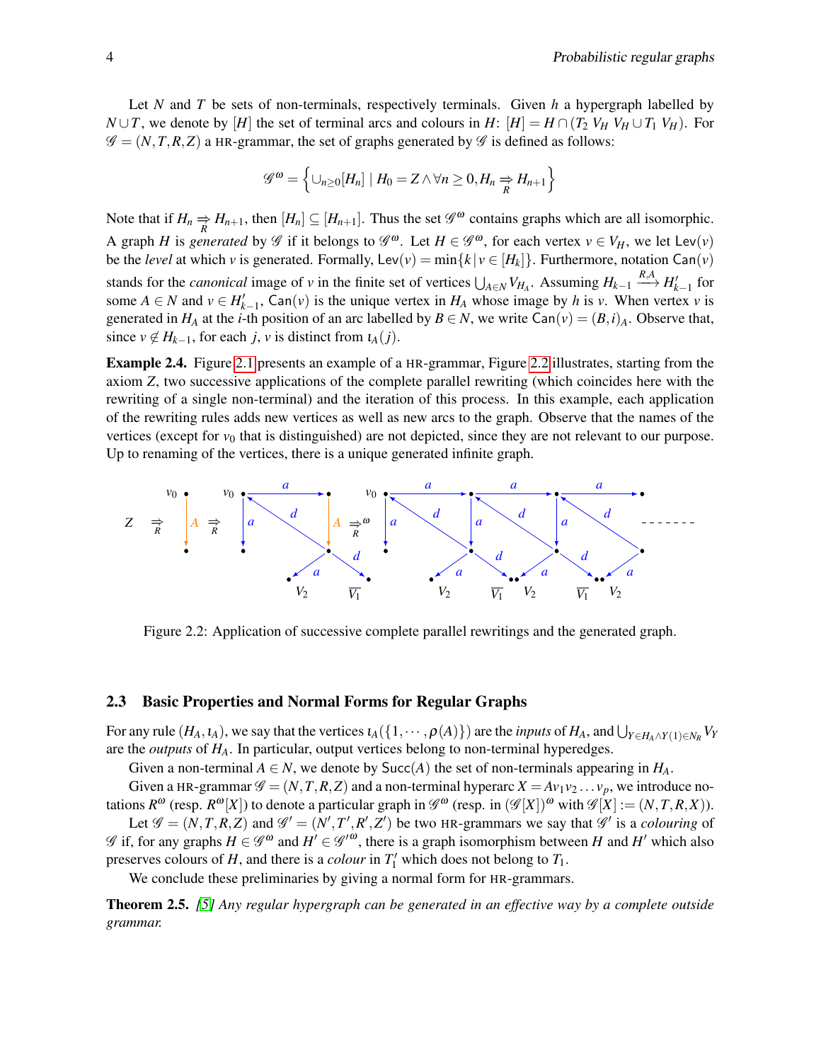Let $N$ and $T$ be sets of non-terminals, respectively terminals. Given $h$ a hypergraph labelled by $N \cup T$, we denote by $[H]$ the set of terminal arcs and colours in $H$: $[H] = H \cap (T_2\ V_H\ V_H \cup T_1\ V_H)$. For $\mathscr{G} = (N,T,R,Z)$ a HR-grammar, the set of graphs generated by $\mathscr{G}$ is defined as follows:

$$\mathscr{G}^\omega = \left\{ \cup_{n\geq 0}[H_n] \mid H_0 = Z \wedge \forall n \geq 0, H_n \underset{R}{\Rightarrow} H_{n+1} \right\}$$

Note that if $H_n \underset{R}{\Rightarrow} H_{n+1}$, then $[H_n] \subseteq [H_{n+1}]$. Thus the set $\mathscr{G}^\omega$ contains graphs which are all isomorphic. A graph $H$ is *generated* by $\mathscr{G}$ if it belongs to $\mathscr{G}^\omega$. Let $H \in \mathscr{G}^\omega$, for each vertex $v \in V_H$, we let $\mathsf{Lev}(v)$ be the *level* at which $v$ is generated. Formally, $\mathsf{Lev}(v) = \min\{k \mid v \in [H_k]\}$. Furthermore, notation $\mathsf{Can}(v)$ stands for the *canonical* image of $v$ in the finite set of vertices $\bigcup_{A\in N} V_{H_A}$. Assuming $H_{k-1} \xrightarrow{R,A} H'_{k-1}$ for some $A \in N$ and $v \in H'_{k-1}$, $\mathsf{Can}(v)$ is the unique vertex in $H_A$ whose image by $h$ is $v$. When vertex $v$ is generated in $H_A$ at the $i$-th position of an arc labelled by $B \in N$, we write $\mathsf{Can}(v) = (B,i)_A$. Observe that, since $v \notin H_{k-1}$, for each $j$, $v$ is distinct from $\iota_A(j)$.

**Example 2.4.** Figure 2.1 presents an example of a HR-grammar, Figure 2.2 illustrates, starting from the axiom $Z$, two successive applications of the complete parallel rewriting (which coincides here with the rewriting of a single non-terminal) and the iteration of this process. In this example, each application of the rewriting rules adds new vertices as well as new arcs to the graph. Observe that the names of the vertices (except for $v_0$ that is distinguished) are not depicted, since they are not relevant to our purpose. Up to renaming of the vertices, there is a unique generated infinite graph.

Figure 2.2: Application of successive complete parallel rewritings and the generated graph.

## 2.3 Basic Properties and Normal Forms for Regular Graphs

For any rule $(H_A, \iota_A)$, we say that the vertices $\iota_A(\{1,\cdots,\rho(A)\})$ are the *inputs* of $H_A$, and $\bigcup_{Y\in H_A \wedge Y(1)\in N_R} V_Y$ are the *outputs* of $H_A$. In particular, output vertices belong to non-terminal hyperedges.

Given a non-terminal $A \in N$, we denote by $\mathsf{Succ}(A)$ the set of non-terminals appearing in $H_A$.

Given a HR-grammar $\mathscr{G} = (N,T,R,Z)$ and a non-terminal hyperarc $X = Av_1v_2\dots v_p$, we introduce notations $R^\omega$ (resp. $R^\omega[X]$) to denote a particular graph in $\mathscr{G}^\omega$ (resp. in $(\mathscr{G}[X])^\omega$ with $\mathscr{G}[X] := (N,T,R,X)$).

Let $\mathscr{G} = (N,T,R,Z)$ and $\mathscr{G}' = (N',T',R',Z')$ be two HR-grammars we say that $\mathscr{G}'$ is a *colouring* of $\mathscr{G}$ if, for any graphs $H \in \mathscr{G}^\omega$ and $H' \in \mathscr{G}'^\omega$, there is a graph isomorphism between $H$ and $H'$ which also preserves colours of $H$, and there is a *colour* in $T'_1$ which does not belong to $T_1$.

We conclude these preliminaries by giving a normal form for HR-grammars.

**Theorem 2.5.** *[5] Any regular hypergraph can be generated in an effective way by a complete outside grammar.*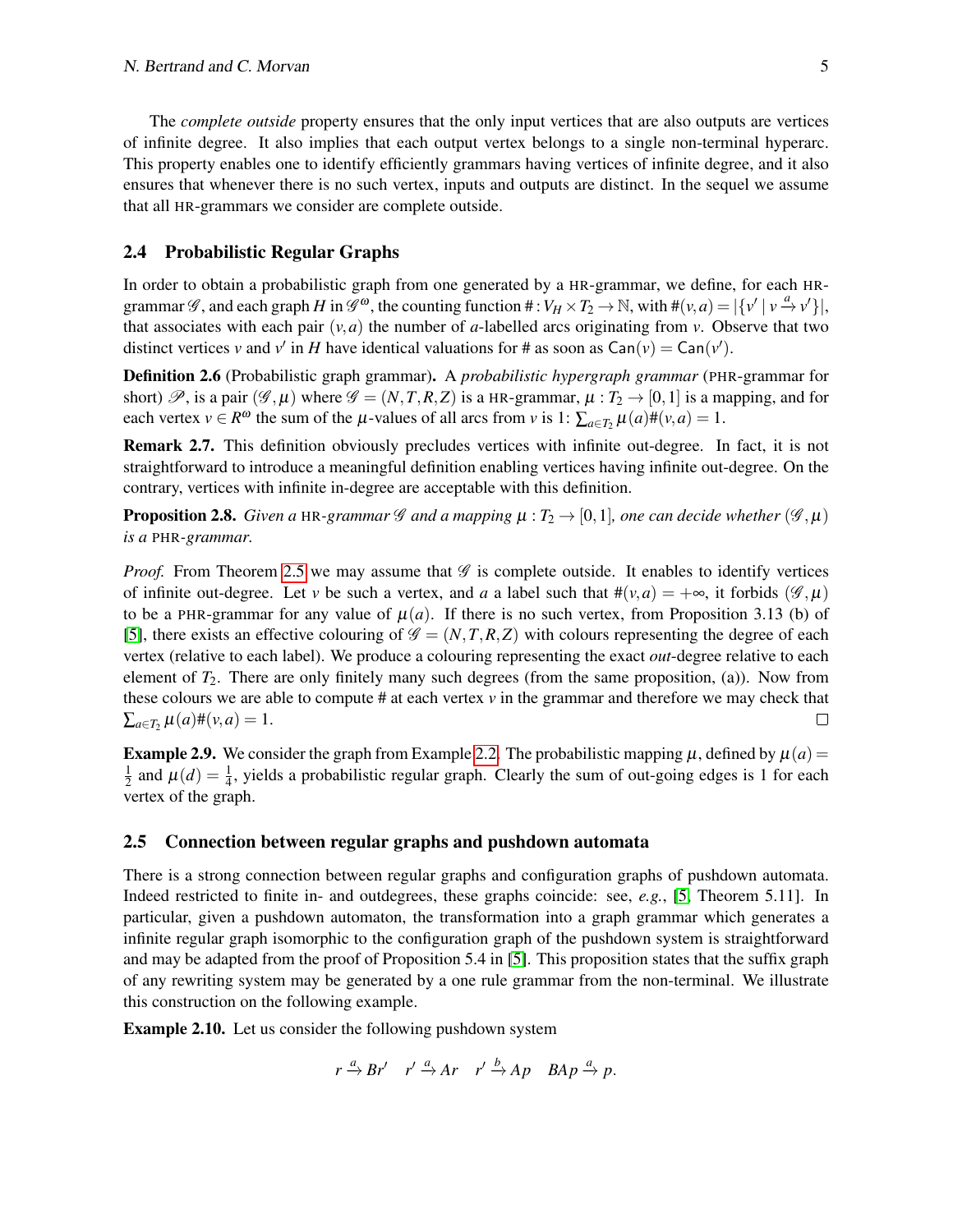The *complete outside* property ensures that the only input vertices that are also outputs are vertices of infinite degree. It also implies that each output vertex belongs to a single non-terminal hyperarc. This property enables one to identify efficiently grammars having vertices of infinite degree, and it also ensures that whenever there is no such vertex, inputs and outputs are distinct. In the sequel we assume that all HR-grammars we consider are complete outside.

### 2.4 Probabilistic Regular Graphs

In order to obtain a probabilistic graph from one generated by a HR-grammar, we define, for each HR-grammar $\mathscr{G}$, and each graph $H$ in $\mathscr{G}^\omega$, the counting function $\# : V_H \times T_2 \to \mathbb{N}$, with $\#(v,a) = |\{v' \mid v \xrightarrow{a} v'\}|$, that associates with each pair $(v,a)$ the number of $a$-labelled arcs originating from $v$. Observe that two distinct vertices $v$ and $v'$ in $H$ have identical valuations for # as soon as $\mathsf{Can}(v) = \mathsf{Can}(v')$.

**Definition 2.6** (Probabilistic graph grammar)**.** A *probabilistic hypergraph grammar* (PHR-grammar for short) $\mathscr{P}$, is a pair $(\mathscr{G}, \mu)$ where $\mathscr{G} = (N,T,R,Z)$ is a HR-grammar, $\mu : T_2 \to [0,1]$ is a mapping, and for each vertex $v \in R^\omega$ the sum of the $\mu$-values of all arcs from $v$ is 1: $\sum_{a \in T_2} \mu(a)\#(v,a) = 1$.

**Remark 2.7.** This definition obviously precludes vertices with infinite out-degree. In fact, it is not straightforward to introduce a meaningful definition enabling vertices having infinite out-degree. On the contrary, vertices with infinite in-degree are acceptable with this definition.

**Proposition 2.8.** *Given a* HR*-grammar $\mathscr{G}$ and a mapping $\mu : T_2 \to [0,1]$, one can decide whether $(\mathscr{G}, \mu)$ is a* PHR*-grammar.*

*Proof.* From Theorem 2.5 we may assume that $\mathscr{G}$ is complete outside. It enables to identify vertices of infinite out-degree. Let $v$ be such a vertex, and $a$ a label such that $\#(v,a) = +\infty$, it forbids $(\mathscr{G}, \mu)$ to be a PHR-grammar for any value of $\mu(a)$. If there is no such vertex, from Proposition 3.13 (b) of [5], there exists an effective colouring of $\mathscr{G} = (N,T,R,Z)$ with colours representing the degree of each vertex (relative to each label). We produce a colouring representing the exact *out*-degree relative to each element of $T_2$. There are only finitely many such degrees (from the same proposition, (a)). Now from these colours we are able to compute # at each vertex $v$ in the grammar and therefore we may check that $\sum_{a \in T_2} \mu(a)\#(v,a) = 1$. □

**Example 2.9.** We consider the graph from Example 2.2. The probabilistic mapping $\mu$, defined by $\mu(a) = \frac{1}{2}$ and $\mu(d) = \frac{1}{4}$, yields a probabilistic regular graph. Clearly the sum of out-going edges is 1 for each vertex of the graph.

### 2.5 Connection between regular graphs and pushdown automata

There is a strong connection between regular graphs and configuration graphs of pushdown automata. Indeed restricted to finite in- and outdegrees, these graphs coincide: see, *e.g.*, [5, Theorem 5.11]. In particular, given a pushdown automaton, the transformation into a graph grammar which generates a infinite regular graph isomorphic to the configuration graph of the pushdown system is straightforward and may be adapted from the proof of Proposition 5.4 in [5]. This proposition states that the suffix graph of any rewriting system may be generated by a one rule grammar from the non-terminal. We illustrate this construction on the following example.

**Example 2.10.** Let us consider the following pushdown system

$$r \xrightarrow{a} Br' \quad r' \xrightarrow{a} Ar \quad r' \xrightarrow{b} Ap \quad BAp \xrightarrow{a} p.$$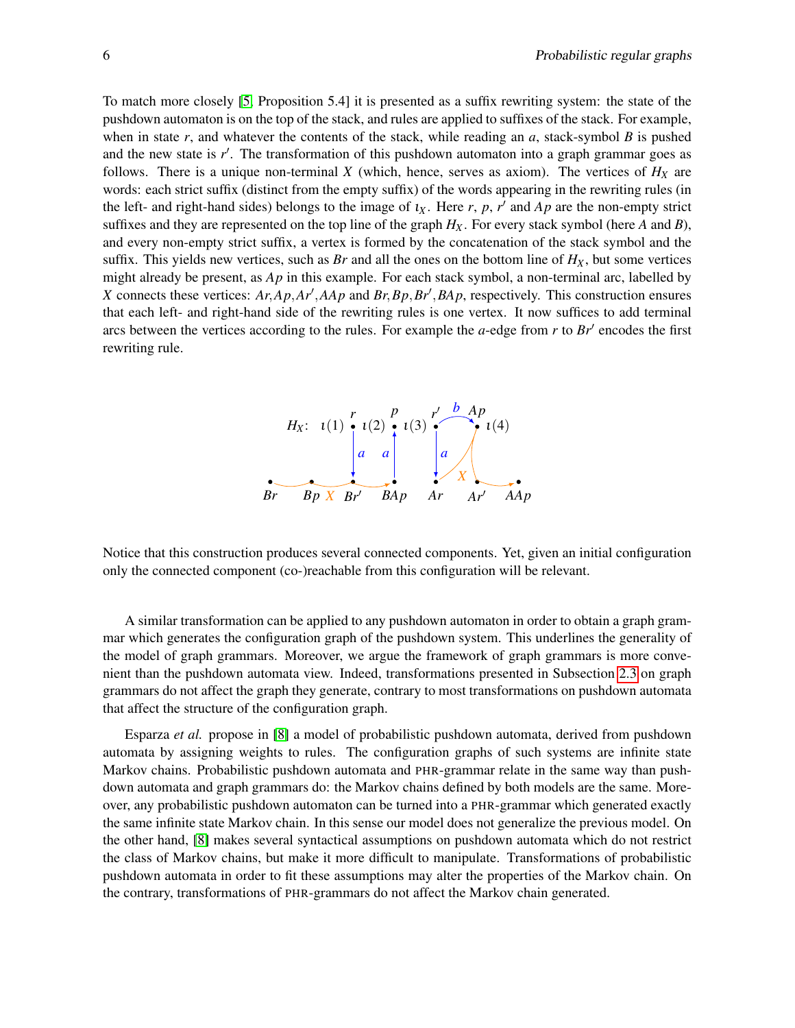To match more closely [5, Proposition 5.4] it is presented as a suffix rewriting system: the state of the pushdown automaton is on the top of the stack, and rules are applied to suffixes of the stack. For example, when in state $r$, and whatever the contents of the stack, while reading an $a$, stack-symbol $B$ is pushed and the new state is $r'$. The transformation of this pushdown automaton into a graph grammar goes as follows. There is a unique non-terminal $X$ (which, hence, serves as axiom). The vertices of $H_X$ are words: each strict suffix (distinct from the empty suffix) of the words appearing in the rewriting rules (in the left- and right-hand sides) belongs to the image of $\iota_X$. Here $r$, $p$, $r'$ and $Ap$ are the non-empty strict suffixes and they are represented on the top line of the graph $H_X$. For every stack symbol (here $A$ and $B$), and every non-empty strict suffix, a vertex is formed by the concatenation of the stack symbol and the suffix. This yields new vertices, such as $Br$ and all the ones on the bottom line of $H_X$, but some vertices might already be present, as $Ap$ in this example. For each stack symbol, a non-terminal arc, labelled by $X$ connects these vertices: $Ar, Ap, Ar', AAp$ and $Br, Bp, Br', BAp$, respectively. This construction ensures that each left- and right-hand side of the rewriting rules is one vertex. It now suffices to add terminal arcs between the vertices according to the rules. For example the $a$-edge from $r$ to $Br'$ encodes the first rewriting rule.

Notice that this construction produces several connected components. Yet, given an initial configuration only the connected component (co-)reachable from this configuration will be relevant.

A similar transformation can be applied to any pushdown automaton in order to obtain a graph grammar which generates the configuration graph of the pushdown system. This underlines the generality of the model of graph grammars. Moreover, we argue the framework of graph grammars is more convenient than the pushdown automata view. Indeed, transformations presented in Subsection 2.3 on graph grammars do not affect the graph they generate, contrary to most transformations on pushdown automata that affect the structure of the configuration graph.

Esparza *et al.* propose in [8] a model of probabilistic pushdown automata, derived from pushdown automata by assigning weights to rules. The configuration graphs of such systems are infinite state Markov chains. Probabilistic pushdown automata and PHR-grammar relate in the same way than pushdown automata and graph grammars do: the Markov chains defined by both models are the same. Moreover, any probabilistic pushdown automaton can be turned into a PHR-grammar which generated exactly the same infinite state Markov chain. In this sense our model does not generalize the previous model. On the other hand, [8] makes several syntactical assumptions on pushdown automata which do not restrict the class of Markov chains, but make it more difficult to manipulate. Transformations of probabilistic pushdown automata in order to fit these assumptions may alter the properties of the Markov chain. On the contrary, transformations of PHR-grammars do not affect the Markov chain generated.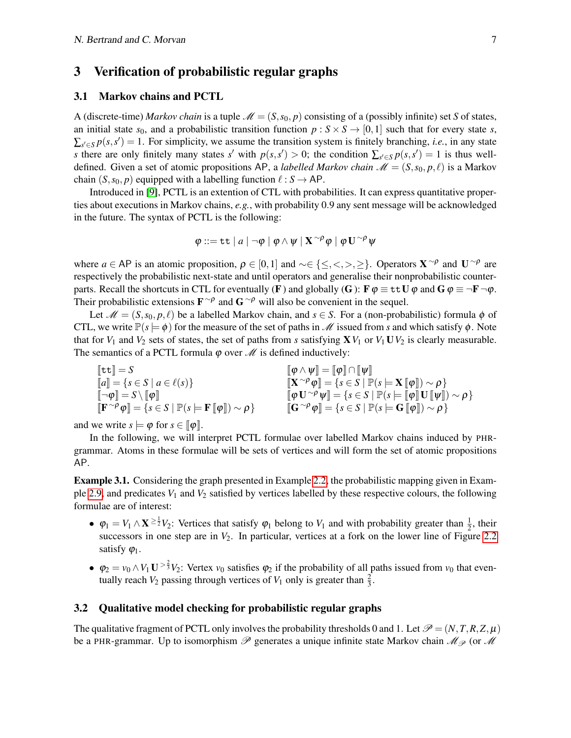## 3 Verification of probabilistic regular graphs

### 3.1 Markov chains and PCTL

A (discrete-time) *Markov chain* is a tuple $\mathscr{M} = (S, s_0, p)$ consisting of a (possibly infinite) set $S$ of states, an initial state $s_0$, and a probabilistic transition function $p : S \times S \to [0,1]$ such that for every state $s$, $\sum_{s' \in S} p(s,s') = 1$. For simplicity, we assume the transition system is finitely branching, *i.e.*, in any state $s$ there are only finitely many states $s'$ with $p(s,s') > 0$; the condition $\sum_{s' \in S} p(s,s') = 1$ is thus well-defined. Given a set of atomic propositions $\mathsf{AP}$, a *labelled Markov chain* $\mathscr{M} = (S, s_0, p, \ell)$ is a Markov chain $(S, s_0, p)$ equipped with a labelling function $\ell : S \to \mathsf{AP}$.

Introduced in [9], PCTL is an extention of CTL with probabilities. It can express quantitative properties about executions in Markov chains, *e.g.*, with probability 0.9 any sent message will be acknowledged in the future. The syntax of PCTL is the following:

$$\varphi ::= \mathtt{tt} \mid a \mid \neg\varphi \mid \varphi \wedge \psi \mid \mathbf{X}^{\sim\rho}\varphi \mid \varphi\,\mathbf{U}^{\sim\rho}\psi$$

where $a \in \mathsf{AP}$ is an atomic proposition, $\rho \in [0,1]$ and $\sim \in \{\leq, <, >, \geq\}$. Operators $\mathbf{X}^{\sim\rho}$ and $\mathbf{U}^{\sim\rho}$ are respectively the probabilistic next-state and until operators and generalise their nonprobabilistic counterparts. Recall the shortcuts in CTL for eventually ($\mathbf{F}$) and globally ($\mathbf{G}$): $\mathbf{F}\,\varphi \equiv \mathtt{tt}\,\mathbf{U}\,\varphi$ and $\mathbf{G}\,\varphi \equiv \neg\mathbf{F}\,\neg\varphi$. Their probabilistic extensions $\mathbf{F}^{\sim\rho}$ and $\mathbf{G}^{\sim\rho}$ will also be convenient in the sequel.

Let $\mathscr{M} = (S, s_0, p, \ell)$ be a labelled Markov chain, and $s \in S$. For a (non-probabilistic) formula $\phi$ of CTL, we write $\mathbb{P}(s \models \phi)$ for the measure of the set of paths in $\mathscr{M}$ issued from $s$ and which satisfy $\phi$. Note that for $V_1$ and $V_2$ sets of states, the set of paths from $s$ satisfying $\mathbf{X}\,V_1$ or $V_1\,\mathbf{U}\,V_2$ is clearly measurable. The semantics of a PCTL formula $\varphi$ over $\mathscr{M}$ is defined inductively:

$$
\begin{array}{ll}
[\![\mathtt{tt}]\!] = S & [\![\varphi \wedge \psi]\!] = [\![\varphi]\!] \cap [\![\psi]\!] \\
[\![a]\!] = \{s \in S \mid a \in \ell(s)\} & [\![\mathbf{X}^{\sim\rho}\varphi]\!] = \{s \in S \mid \mathbb{P}(s \models \mathbf{X}\,[\![\varphi]\!]) \sim \rho\} \\
[\![\neg\varphi]\!] = S \setminus [\![\varphi]\!] & [\![\varphi\,\mathbf{U}^{\sim\rho}\psi]\!] = \{s \in S \mid \mathbb{P}(s \models [\![\varphi]\!]\,\mathbf{U}\,[\![\psi]\!]) \sim \rho\} \\
[\![\mathbf{F}^{\sim\rho}\varphi]\!] = \{s \in S \mid \mathbb{P}(s \models \mathbf{F}\,[\![\varphi]\!]) \sim \rho\} & [\![\mathbf{G}^{\sim\rho}\varphi]\!] = \{s \in S \mid \mathbb{P}(s \models \mathbf{G}\,[\![\varphi]\!]) \sim \rho\}
\end{array}
$$

and we write $s \models \varphi$ for $s \in [\![\varphi]\!]$.

In the following, we will interpret PCTL formulae over labelled Markov chains induced by PHR-grammar. Atoms in these formulae will be sets of vertices and will form the set of atomic propositions $\mathsf{AP}$.

**Example 3.1.** Considering the graph presented in Example 2.2, the probabilistic mapping given in Example 2.9, and predicates $V_1$ and $V_2$ satisfied by vertices labelled by these respective colours, the following formulae are of interest:

- $\varphi_1 = V_1 \wedge \mathbf{X}^{\geq\frac{1}{2}}V_2$: Vertices that satisfy $\varphi_1$ belong to $V_1$ and with probability greater than $\frac{1}{2}$, their successors in one step are in $V_2$. In particular, vertices at a fork on the lower line of Figure 2.2 satisfy $\varphi_1$.
- $\varphi_2 = v_0 \wedge V_1\,\mathbf{U}^{>\frac{2}{3}}V_2$: Vertex $v_0$ satisfies $\varphi_2$ if the probability of all paths issued from $v_0$ that eventually reach $V_2$ passing through vertices of $V_1$ only is greater than $\frac{2}{3}$.

### 3.2 Qualitative model checking for probabilistic regular graphs

The qualitative fragment of PCTL only involves the probability thresholds 0 and 1. Let $\mathscr{P} = (N, T, R, Z, \mu)$ be a PHR-grammar. Up to isomorphism $\mathscr{P}$ generates a unique infinite state Markov chain $\mathscr{M}_{\mathscr{P}}$ (or $\mathscr{M}$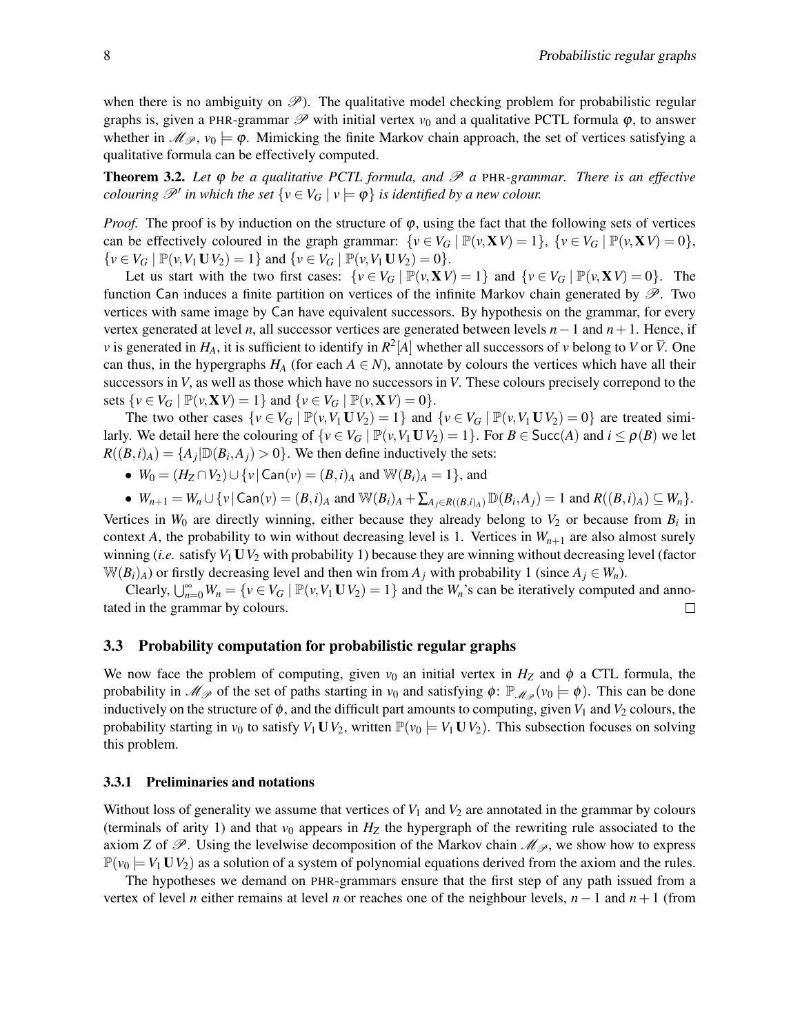when there is no ambiguity on $\mathscr{P}$). The qualitative model checking problem for probabilistic regular graphs is, given a PHR-grammar $\mathscr{P}$ with initial vertex $v_0$ and a qualitative PCTL formula $\varphi$, to answer whether in $\mathscr{M}_{\mathscr{P}}$, $v_0 \models \varphi$. Mimicking the finite Markov chain approach, the set of vertices satisfying a qualitative formula can be effectively computed.

**Theorem 3.2.** *Let $\varphi$ be a qualitative PCTL formula, and $\mathscr{P}$ a PHR-grammar. There is an effective colouring $\mathscr{P}'$ in which the set $\{v \in V_G \mid v \models \varphi\}$ is identified by a new colour.*

*Proof.* The proof is by induction on the structure of $\varphi$, using the fact that the following sets of vertices can be effectively coloured in the graph grammar: $\{v \in V_G \mid \mathbb{P}(v, \mathbf{X}\,V) = 1\}$, $\{v \in V_G \mid \mathbb{P}(v, \mathbf{X}\,V) = 0\}$, $\{v \in V_G \mid \mathbb{P}(v, V_1\,\mathbf{U}\,V_2) = 1\}$ and $\{v \in V_G \mid \mathbb{P}(v, V_1\,\mathbf{U}\,V_2) = 0\}$.

Let us start with the two first cases: $\{v \in V_G \mid \mathbb{P}(v, \mathbf{X}\,V) = 1\}$ and $\{v \in V_G \mid \mathbb{P}(v, \mathbf{X}\,V) = 0\}$. The function $\mathsf{Can}$ induces a finite partition on vertices of the infinite Markov chain generated by $\mathscr{P}$. Two vertices with same image by $\mathsf{Can}$ have equivalent successors. By hypothesis on the grammar, for every vertex generated at level $n$, all successor vertices are generated between levels $n-1$ and $n+1$. Hence, if $v$ is generated in $H_A$, it is sufficient to identify in $R^2[A]$ whether all successors of $v$ belong to $V$ or $\overline{V}$. One can thus, in the hypergraphs $H_A$ (for each $A \in N$), annotate by colours the vertices which have all their successors in $V$, as well as those which have no successors in $V$. These colours precisely correpond to the sets $\{v \in V_G \mid \mathbb{P}(v, \mathbf{X}\,V) = 1\}$ and $\{v \in V_G \mid \mathbb{P}(v, \mathbf{X}\,V) = 0\}$.

The two other cases $\{v \in V_G \mid \mathbb{P}(v, V_1\,\mathbf{U}\,V_2) = 1\}$ and $\{v \in V_G \mid \mathbb{P}(v, V_1\,\mathbf{U}\,V_2) = 0\}$ are treated similarly. We detail here the colouring of $\{v \in V_G \mid \mathbb{P}(v, V_1\,\mathbf{U}\,V_2) = 1\}$. For $B \in \mathsf{Succ}(A)$ and $i \leq \rho(B)$ we let $R((B,i)_A) = \{A_j | \mathbb{D}(B_i, A_j) > 0\}$. We then define inductively the sets:

- $W_0 = (H_Z \cap V_2) \cup \{v \,|\, \mathsf{Can}(v) = (B,i)_A \text{ and } \mathbb{W}(B_i)_A = 1\}$, and
- $W_{n+1} = W_n \cup \{v \,|\, \mathsf{Can}(v) = (B,i)_A \text{ and } \mathbb{W}(B_i)_A + \sum_{A_j \in R((B,i)_A)} \mathbb{D}(B_i, A_j) = 1 \text{ and } R((B,i)_A) \subseteq W_n\}$.

Vertices in $W_0$ are directly winning, either because they already belong to $V_2$ or because from $B_i$ in context $A$, the probability to win without decreasing level is 1. Vertices in $W_{n+1}$ are also almost surely winning (*i.e.* satisfy $V_1\,\mathbf{U}\,V_2$ with probability 1) because they are winning without decreasing level (factor $\mathbb{W}(B_i)_A$) or firstly decreasing level and then win from $A_j$ with probability 1 (since $A_j \in W_n$).

Clearly, $\bigcup_{n=0}^{\infty} W_n = \{v \in V_G \mid \mathbb{P}(v, V_1\,\mathbf{U}\,V_2) = 1\}$ and the $W_n$'s can be iteratively computed and annotated in the grammar by colours. $\square$

### 3.3 Probability computation for probabilistic regular graphs

We now face the problem of computing, given $v_0$ an initial vertex in $H_Z$ and $\phi$ a CTL formula, the probability in $\mathscr{M}_{\mathscr{P}}$ of the set of paths starting in $v_0$ and satisfying $\phi$: $\mathbb{P}_{\mathscr{M}_{\mathscr{P}}}(v_0 \models \phi)$. This can be done inductively on the structure of $\phi$, and the difficult part amounts to computing, given $V_1$ and $V_2$ colours, the probability starting in $v_0$ to satisfy $V_1\,\mathbf{U}\,V_2$, written $\mathbb{P}(v_0 \models V_1\,\mathbf{U}\,V_2)$. This subsection focuses on solving this problem.

#### 3.3.1 Preliminaries and notations

Without loss of generality we assume that vertices of $V_1$ and $V_2$ are annotated in the grammar by colours (terminals of arity 1) and that $v_0$ appears in $H_Z$ the hypergraph of the rewriting rule associated to the axiom $Z$ of $\mathscr{P}$. Using the levelwise decomposition of the Markov chain $\mathscr{M}_{\mathscr{P}}$, we show how to express $\mathbb{P}(v_0 \models V_1\,\mathbf{U}\,V_2)$ as a solution of a system of polynomial equations derived from the axiom and the rules.

The hypotheses we demand on PHR-grammars ensure that the first step of any path issued from a vertex of level $n$ either remains at level $n$ or reaches one of the neighbour levels, $n-1$ and $n+1$ (from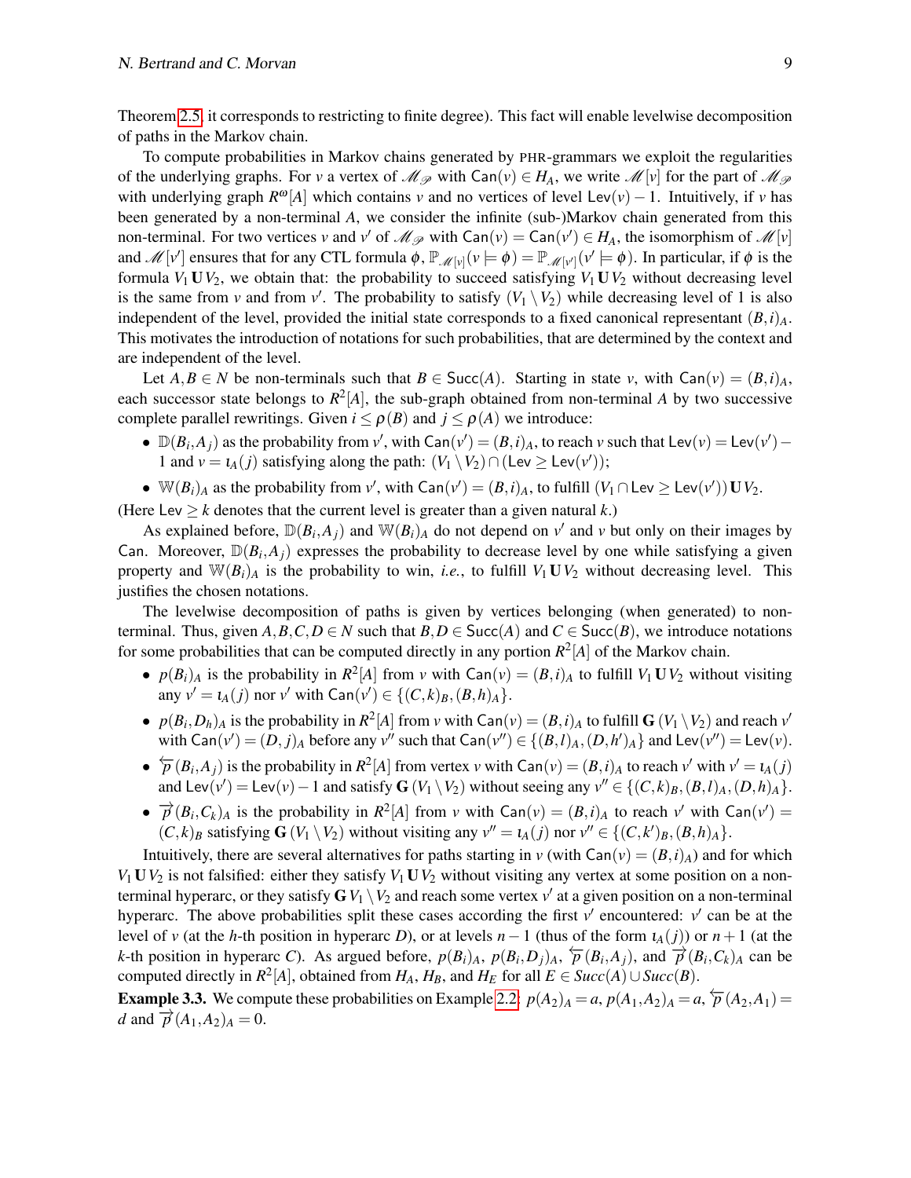Theorem 2.5, it corresponds to restricting to finite degree). This fact will enable levelwise decomposition of paths in the Markov chain.

To compute probabilities in Markov chains generated by PHR-grammars we exploit the regularities of the underlying graphs. For $v$ a vertex of $\mathscr{M}_{\mathscr{P}}$ with $\mathsf{Can}(v) \in H_A$, we write $\mathscr{M}[v]$ for the part of $\mathscr{M}_{\mathscr{P}}$ with underlying graph $R^{\omega}[A]$ which contains $v$ and no vertices of level $\mathsf{Lev}(v) - 1$. Intuitively, if $v$ has been generated by a non-terminal $A$, we consider the infinite (sub-)Markov chain generated from this non-terminal. For two vertices $v$ and $v'$ of $\mathscr{M}_{\mathscr{P}}$ with $\mathsf{Can}(v) = \mathsf{Can}(v') \in H_A$, the isomorphism of $\mathscr{M}[v]$ and $\mathscr{M}[v']$ ensures that for any CTL formula $\phi$, $\mathbb{P}_{\mathscr{M}[v]}(v \models \phi) = \mathbb{P}_{\mathscr{M}[v']}(v' \models \phi)$. In particular, if $\phi$ is the formula $V_1 \mathbf{U} V_2$, we obtain that: the probability to succeed satisfying $V_1 \mathbf{U} V_2$ without decreasing level is the same from $v$ and from $v'$. The probability to satisfy $(V_1 \setminus V_2)$ while decreasing level of 1 is also independent of the level, provided the initial state corresponds to a fixed canonical representant $(B,i)_A$. This motivates the introduction of notations for such probabilities, that are determined by the context and are independent of the level.

Let $A, B \in N$ be non-terminals such that $B \in \mathsf{Succ}(A)$. Starting in state $v$, with $\mathsf{Can}(v) = (B,i)_A$, each successor state belongs to $R^2[A]$, the sub-graph obtained from non-terminal $A$ by two successive complete parallel rewritings. Given $i \leq \rho(B)$ and $j \leq \rho(A)$ we introduce:

- $\mathbb{D}(B_i, A_j)$ as the probability from $v'$, with $\mathsf{Can}(v') = (B,i)_A$, to reach $v$ such that $\mathsf{Lev}(v) = \mathsf{Lev}(v') - 1$ and $v = \iota_A(j)$ satisfying along the path: $(V_1 \setminus V_2) \cap (\mathsf{Lev} \geq \mathsf{Lev}(v'))$;
- $\mathbb{W}(B_i)_A$ as the probability from $v'$, with $\mathsf{Can}(v') = (B,i)_A$, to fulfill $(V_1 \cap \mathsf{Lev} \geq \mathsf{Lev}(v'))\, \mathbf{U}\, V_2$.

(Here $\mathsf{Lev} \geq k$ denotes that the current level is greater than a given natural $k$.)

As explained before, $\mathbb{D}(B_i, A_j)$ and $\mathbb{W}(B_i)_A$ do not depend on $v'$ and $v$ but only on their images by $\mathsf{Can}$. Moreover, $\mathbb{D}(B_i, A_j)$ expresses the probability to decrease level by one while satisfying a given property and $\mathbb{W}(B_i)_A$ is the probability to win, *i.e.*, to fulfill $V_1 \mathbf{U} V_2$ without decreasing level. This justifies the chosen notations.

The levelwise decomposition of paths is given by vertices belonging (when generated) to non-terminal. Thus, given $A, B, C, D \in N$ such that $B, D \in \mathsf{Succ}(A)$ and $C \in \mathsf{Succ}(B)$, we introduce notations for some probabilities that can be computed directly in any portion $R^2[A]$ of the Markov chain.

- $p(B_i)_A$ is the probability in $R^2[A]$ from $v$ with $\mathsf{Can}(v) = (B,i)_A$ to fulfill $V_1 \mathbf{U} V_2$ without visiting any $v' = \iota_A(j)$ nor $v'$ with $\mathsf{Can}(v') \in \{(C,k)_B, (B,h)_A\}$.
- $p(B_i, D_h)_A$ is the probability in $R^2[A]$ from $v$ with $\mathsf{Can}(v) = (B,i)_A$ to fulfill $\mathbf{G}\,(V_1 \setminus V_2)$ and reach $v'$ with $\mathsf{Can}(v') = (D,j)_A$ before any $v''$ such that $\mathsf{Can}(v'') \in \{(B,l)_A, (D,h')_A\}$ and $\mathsf{Lev}(v'') = \mathsf{Lev}(v)$.
- $\overleftarrow{p}(B_i, A_j)$ is the probability in $R^2[A]$ from vertex $v$ with $\mathsf{Can}(v) = (B,i)_A$ to reach $v'$ with $v' = \iota_A(j)$ and $\mathsf{Lev}(v') = \mathsf{Lev}(v) - 1$ and satisfy $\mathbf{G}\,(V_1 \setminus V_2)$ without seeing any $v'' \in \{(C,k)_B, (B,l)_A, (D,h)_A\}$.
- $\overrightarrow{p}(B_i, C_k)_A$ is the probability in $R^2[A]$ from $v$ with $\mathsf{Can}(v) = (B,i)_A$ to reach $v'$ with $\mathsf{Can}(v') = (C,k)_B$ satisfying $\mathbf{G}\,(V_1 \setminus V_2)$ without visiting any $v'' = \iota_A(j)$ nor $v'' \in \{(C,k')_B, (B,h)_A\}$.

Intuitively, there are several alternatives for paths starting in $v$ (with $\mathsf{Can}(v) = (B,i)_A$) and for which $V_1 \mathbf{U} V_2$ is not falsified: either they satisfy $V_1 \mathbf{U} V_2$ without visiting any vertex at some position on a non-terminal hyperarc, or they satisfy $\mathbf{G}\, V_1 \setminus V_2$ and reach some vertex $v'$ at a given position on a non-terminal hyperarc. The above probabilities split these cases according the first $v'$ encountered: $v'$ can be at the level of $v$ (at the $h$-th position in hyperarc $D$), or at levels $n-1$ (thus of the form $\iota_A(j)$) or $n+1$ (at the $k$-th position in hyperarc $C$). As argued before, $p(B_i)_A$, $p(B_i, D_j)_A$, $\overleftarrow{p}(B_i, A_j)$, and $\overrightarrow{p}(B_i, C_k)_A$ can be computed directly in $R^2[A]$, obtained from $H_A$, $H_B$, and $H_E$ for all $E \in Succ(A) \cup Succ(B)$.

**Example 3.3.** We compute these probabilities on Example 2.2: $p(A_2)_A = a$, $p(A_1, A_2)_A = a$, $\overleftarrow{p}(A_2, A_1) = d$ and $\overrightarrow{p}(A_1, A_2)_A = 0$.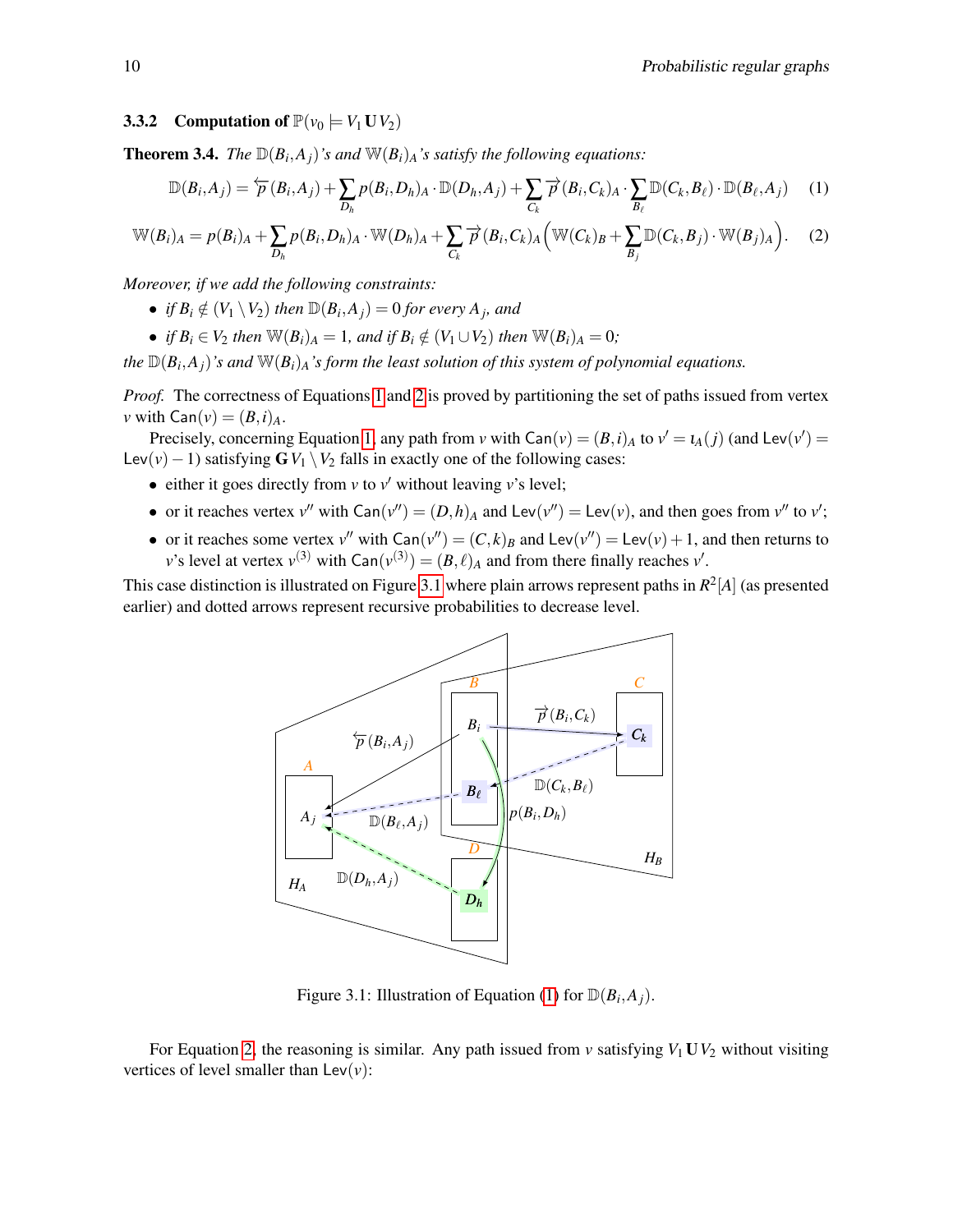### 3.3.2 Computation of $\mathbb{P}(v_0 \models V_1 \mathbf{U} V_2)$

**Theorem 3.4.** *The $\mathbb{D}(B_i, A_j)$'s and $\mathbb{W}(B_i)_A$'s satisfy the following equations:*

$$\mathbb{D}(B_i,A_j) = \overleftarrow{p}(B_i,A_j) + \sum_{D_h} p(B_i,D_h)_A \cdot \mathbb{D}(D_h,A_j) + \sum_{C_k} \overrightarrow{p}(B_i,C_k)_A \cdot \sum_{B_\ell} \mathbb{D}(C_k,B_\ell) \cdot \mathbb{D}(B_\ell,A_j) \quad (1)$$

$$\mathbb{W}(B_i)_A = p(B_i)_A + \sum_{D_h} p(B_i,D_h)_A \cdot \mathbb{W}(D_h)_A + \sum_{C_k} \overrightarrow{p}(B_i,C_k)_A \Big( \mathbb{W}(C_k)_B + \sum_{B_j} \mathbb{D}(C_k,B_j) \cdot \mathbb{W}(B_j)_A \Big). \quad (2)$$

*Moreover, if we add the following constraints:*

- *if $B_i \notin (V_1 \setminus V_2)$ then $\mathbb{D}(B_i,A_j) = 0$ for every $A_j$, and*
- *if $B_i \in V_2$ then $\mathbb{W}(B_i)_A = 1$, and if $B_i \notin (V_1 \cup V_2)$ then $\mathbb{W}(B_i)_A = 0$;*

*the $\mathbb{D}(B_i,A_j)$'s and $\mathbb{W}(B_i)_A$'s form the least solution of this system of polynomial equations.*

*Proof.* The correctness of Equations 1 and 2 is proved by partitioning the set of paths issued from vertex $v$ with $\mathsf{Can}(v) = (B,i)_A$.

Precisely, concerning Equation 1, any path from $v$ with $\mathsf{Can}(v) = (B,i)_A$ to $v' = \iota_A(j)$ (and $\mathsf{Lev}(v') = \mathsf{Lev}(v) - 1$) satisfying $\mathbf{G}\, V_1 \setminus V_2$ falls in exactly one of the following cases:

- either it goes directly from $v$ to $v'$ without leaving $v$'s level;
- or it reaches vertex $v''$ with $\mathsf{Can}(v'') = (D,h)_A$ and $\mathsf{Lev}(v'') = \mathsf{Lev}(v)$, and then goes from $v''$ to $v'$;
- or it reaches some vertex $v''$ with $\mathsf{Can}(v'') = (C,k)_B$ and $\mathsf{Lev}(v'') = \mathsf{Lev}(v) + 1$, and then returns to $v$'s level at vertex $v^{(3)}$ with $\mathsf{Can}(v^{(3)}) = (B,\ell)_A$ and from there finally reaches $v'$.

This case distinction is illustrated on Figure 3.1 where plain arrows represent paths in $R^2[A]$ (as presented earlier) and dotted arrows represent recursive probabilities to decrease level.

Figure 3.1: Illustration of Equation (1) for $\mathbb{D}(B_i,A_j)$.

For Equation 2, the reasoning is similar. Any path issued from $v$ satisfying $V_1 \mathbf{U} V_2$ without visiting vertices of level smaller than $\mathsf{Lev}(v)$: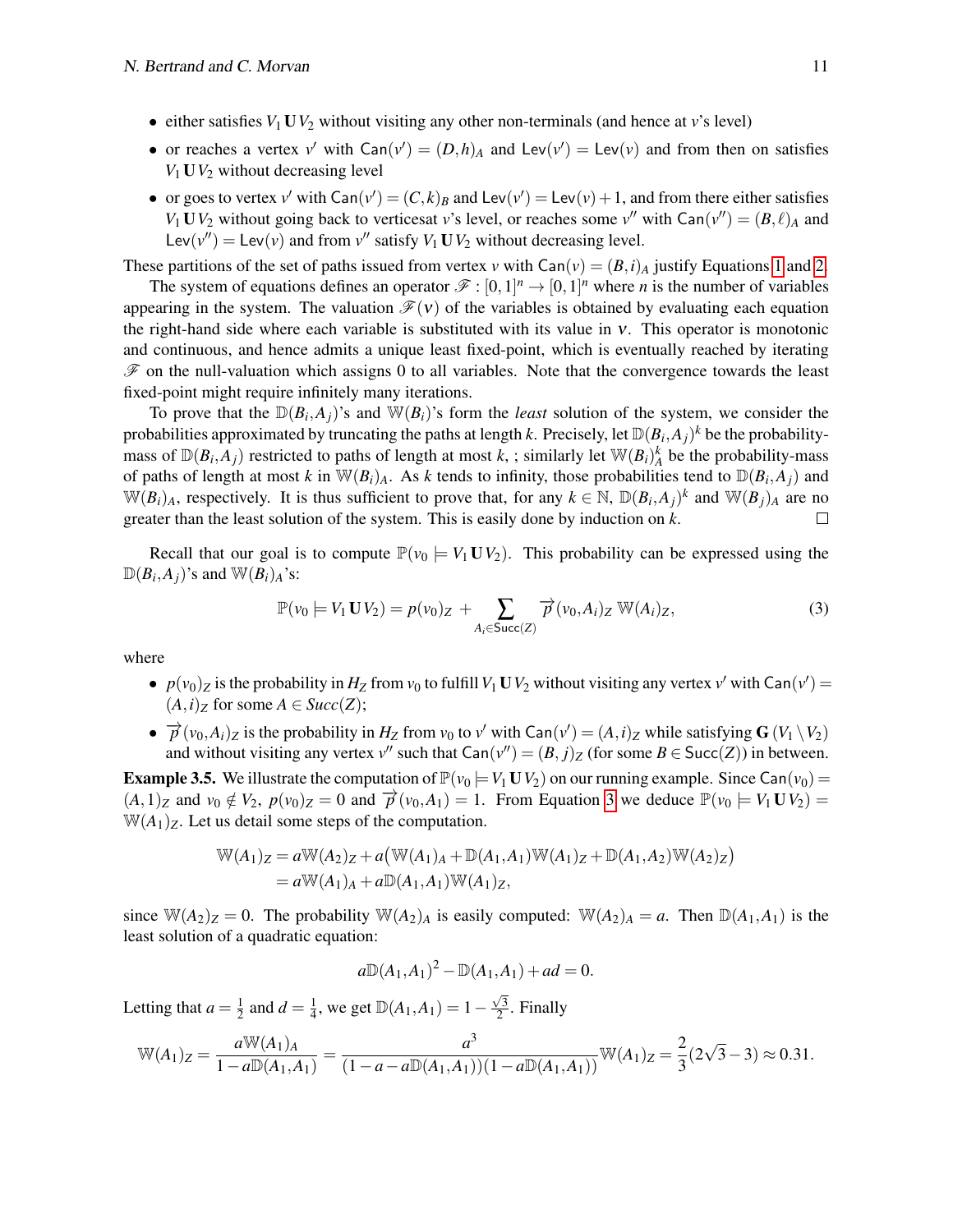- either satisfies $V_1 \mathbf{U} V_2$ without visiting any other non-terminals (and hence at $v$'s level)
- or reaches a vertex $v'$ with $\mathsf{Can}(v') = (D,h)_A$ and $\mathsf{Lev}(v') = \mathsf{Lev}(v)$ and from then on satisfies $V_1 \mathbf{U} V_2$ without decreasing level
- or goes to vertex $v'$ with $\mathsf{Can}(v') = (C,k)_B$ and $\mathsf{Lev}(v') = \mathsf{Lev}(v)+1$, and from there either satisfies $V_1 \mathbf{U} V_2$ without going back to verticesat $v$'s level, or reaches some $v''$ with $\mathsf{Can}(v'') = (B,\ell)_A$ and $\mathsf{Lev}(v'') = \mathsf{Lev}(v)$ and from $v''$ satisfy $V_1 \mathbf{U} V_2$ without decreasing level.

These partitions of the set of paths issued from vertex $v$ with $\mathsf{Can}(v) = (B,i)_A$ justify Equations 1 and 2.

The system of equations defines an operator $\mathscr{F} : [0,1]^n \to [0,1]^n$ where $n$ is the number of variables appearing in the system. The valuation $\mathscr{F}(\nu)$ of the variables is obtained by evaluating each equation the right-hand side where each variable is substituted with its value in $\nu$. This operator is monotonic and continuous, and hence admits a unique least fixed-point, which is eventually reached by iterating $\mathscr{F}$ on the null-valuation which assigns 0 to all variables. Note that the convergence towards the least fixed-point might require infinitely many iterations.

To prove that the $\mathbb{D}(B_i,A_j)$'s and $\mathbb{W}(B_i)$'s form the *least* solution of the system, we consider the probabilities approximated by truncating the paths at length $k$. Precisely, let $\mathbb{D}(B_i,A_j)^k$ be the probability-mass of $\mathbb{D}(B_i,A_j)$ restricted to paths of length at most $k$, ; similarly let $\mathbb{W}(B_i)^k_A$ be the probability-mass of paths of length at most $k$ in $\mathbb{W}(B_i)_A$. As $k$ tends to infinity, those probabilities tend to $\mathbb{D}(B_i,A_j)$ and $\mathbb{W}(B_i)_A$, respectively. It is thus sufficient to prove that, for any $k \in \mathbb{N}$, $\mathbb{D}(B_i,A_j)^k$ and $\mathbb{W}(B_j)_A$ are no greater than the least solution of the system. This is easily done by induction on $k$. □

Recall that our goal is to compute $\mathbb{P}(v_0 \models V_1 \mathbf{U} V_2)$. This probability can be expressed using the $\mathbb{D}(B_i,A_j)$'s and $\mathbb{W}(B_i)_A$'s:

$$\mathbb{P}(v_0 \models V_1 \mathbf{U} V_2) = p(v_0)_Z + \sum_{A_i \in \mathsf{Succ}(Z)} \overrightarrow{p}(v_0,A_i)_Z \, \mathbb{W}(A_i)_Z, \tag{3}$$

where

- $p(v_0)_Z$ is the probability in $H_Z$ from $v_0$ to fulfill $V_1 \mathbf{U} V_2$ without visiting any vertex $v'$ with $\mathsf{Can}(v') = (A,i)_Z$ for some $A \in Succ(Z)$;
- $\overrightarrow{p}(v_0,A_i)_Z$ is the probability in $H_Z$ from $v_0$ to $v'$ with $\mathsf{Can}(v') = (A,i)_Z$ while satisfying $\mathbf{G}\,(V_1 \setminus V_2)$ and without visiting any vertex $v''$ such that $\mathsf{Can}(v'') = (B,j)_Z$ (for some $B \in \mathsf{Succ}(Z)$) in between.

**Example 3.5.** We illustrate the computation of $\mathbb{P}(v_0 \models V_1 \mathbf{U} V_2)$ on our running example. Since $\mathsf{Can}(v_0) = (A,1)_Z$ and $v_0 \notin V_2$, $p(v_0)_Z = 0$ and $\overrightarrow{p}(v_0,A_1) = 1$. From Equation 3 we deduce $\mathbb{P}(v_0 \models V_1 \mathbf{U} V_2) = \mathbb{W}(A_1)_Z$. Let us detail some steps of the computation.

$$\begin{aligned}
\mathbb{W}(A_1)_Z &= a\mathbb{W}(A_2)_Z + a\big(\mathbb{W}(A_1)_A + \mathbb{D}(A_1,A_1)\mathbb{W}(A_1)_Z + \mathbb{D}(A_1,A_2)\mathbb{W}(A_2)_Z\big) \\
&= a\mathbb{W}(A_1)_A + a\mathbb{D}(A_1,A_1)\mathbb{W}(A_1)_Z,
\end{aligned}$$

since $\mathbb{W}(A_2)_Z = 0$. The probability $\mathbb{W}(A_2)_A$ is easily computed: $\mathbb{W}(A_2)_A = a$. Then $\mathbb{D}(A_1,A_1)$ is the least solution of a quadratic equation:

$$a\mathbb{D}(A_1,A_1)^2 - \mathbb{D}(A_1,A_1) + ad = 0.$$

Letting that $a = \frac{1}{2}$ and $d = \frac{1}{4}$, we get $\mathbb{D}(A_1,A_1) = 1 - \frac{\sqrt{3}}{2}$. Finally

$$\mathbb{W}(A_1)_Z = \frac{a\mathbb{W}(A_1)_A}{1 - a\mathbb{D}(A_1,A_1)} = \frac{a^3}{(1-a-a\mathbb{D}(A_1,A_1))(1-a\mathbb{D}(A_1,A_1))}\mathbb{W}(A_1)_Z = \frac{2}{3}(2\sqrt{3}-3) \approx 0.31.$$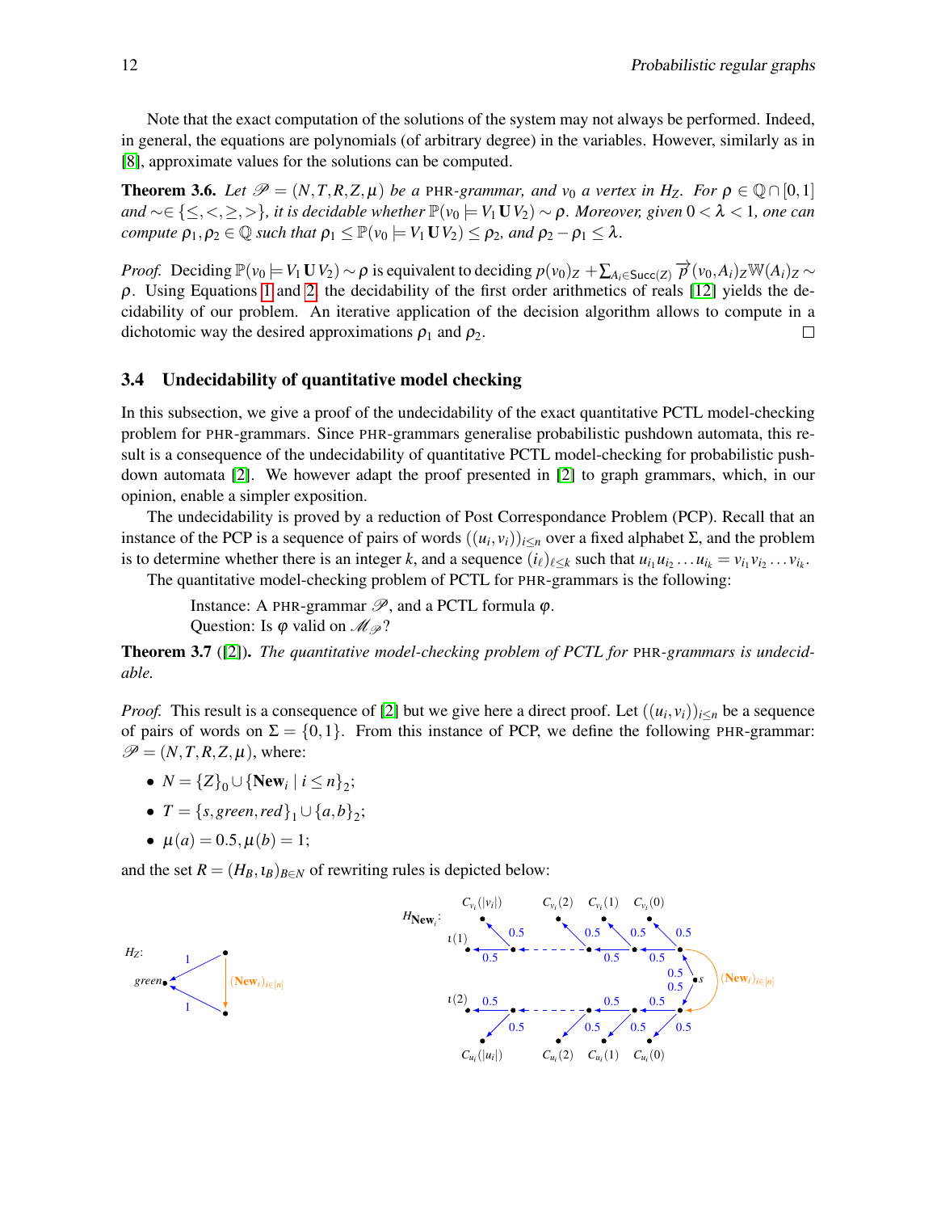Note that the exact computation of the solutions of the system may not always be performed. Indeed, in general, the equations are polynomials (of arbitrary degree) in the variables. However, similarly as in [8], approximate values for the solutions can be computed.

**Theorem 3.6.** *Let $\mathscr{P} = (N,T,R,Z,\mu)$ be a* PHR*-grammar, and $v_0$ a vertex in $H_Z$. For $\rho \in \mathbb{Q} \cap [0,1]$ and $\sim \in \{\leq,<,\geq,>\}$, it is decidable whether $\mathbb{P}(v_0 \models V_1 \mathbf{U} V_2) \sim \rho$. Moreover, given $0 < \lambda < 1$, one can compute $\rho_1, \rho_2 \in \mathbb{Q}$ such that $\rho_1 \leq \mathbb{P}(v_0 \models V_1 \mathbf{U} V_2) \leq \rho_2$, and $\rho_2 - \rho_1 \leq \lambda$.*

*Proof.* Deciding $\mathbb{P}(v_0 \models V_1 \mathbf{U} V_2) \sim \rho$ is equivalent to deciding $p(v_0)_Z + \sum_{A_i \in \mathsf{Succ}(Z)} \overrightarrow{p}(v_0, A_i)_Z \mathbb{W}(A_i)_Z \sim \rho$. Using Equations 1 and 2, the decidability of the first order arithmetics of reals [12] yields the decidability of our problem. An iterative application of the decision algorithm allows to compute in a dichotomic way the desired approximations $\rho_1$ and $\rho_2$. □

### 3.4 Undecidability of quantitative model checking

In this subsection, we give a proof of the undecidability of the exact quantitative PCTL model-checking problem for PHR-grammars. Since PHR-grammars generalise probabilistic pushdown automata, this result is a consequence of the undecidability of quantitative PCTL model-checking for probabilistic pushdown automata [2]. We however adapt the proof presented in [2] to graph grammars, which, in our opinion, enable a simpler exposition.

The undecidability is proved by a reduction of Post Correspondance Problem (PCP). Recall that an instance of the PCP is a sequence of pairs of words $((u_i,v_i))_{i\leq n}$ over a fixed alphabet $\Sigma$, and the problem is to determine whether there is an integer $k$, and a sequence $(i_\ell)_{\ell\leq k}$ such that $u_{i_1}u_{i_2}\ldots u_{i_k} = v_{i_1}v_{i_2}\ldots v_{i_k}$.

The quantitative model-checking problem of PCTL for PHR-grammars is the following:

> Instance: A PHR-grammar $\mathscr{P}$, and a PCTL formula $\varphi$.
> Question: Is $\varphi$ valid on $\mathscr{M}_{\mathscr{P}}$?

**Theorem 3.7** ([2])**.** *The quantitative model-checking problem of PCTL for* PHR*-grammars is undecidable.*

*Proof.* This result is a consequence of [2] but we give here a direct proof. Let $((u_i,v_i))_{i\leq n}$ be a sequence of pairs of words on $\Sigma = \{0,1\}$. From this instance of PCP, we define the following PHR-grammar: $\mathscr{P} = (N,T,R,Z,\mu)$, where:

- $N = \{Z\}_0 \cup \{\mathbf{New}_i \mid i \leq n\}_2$;
- $T = \{s, green, red\}_1 \cup \{a,b\}_2$;
- $\mu(a) = 0.5, \mu(b) = 1$;

and the set $R = (H_B, \iota_B)_{B\in N}$ of rewriting rules is depicted below: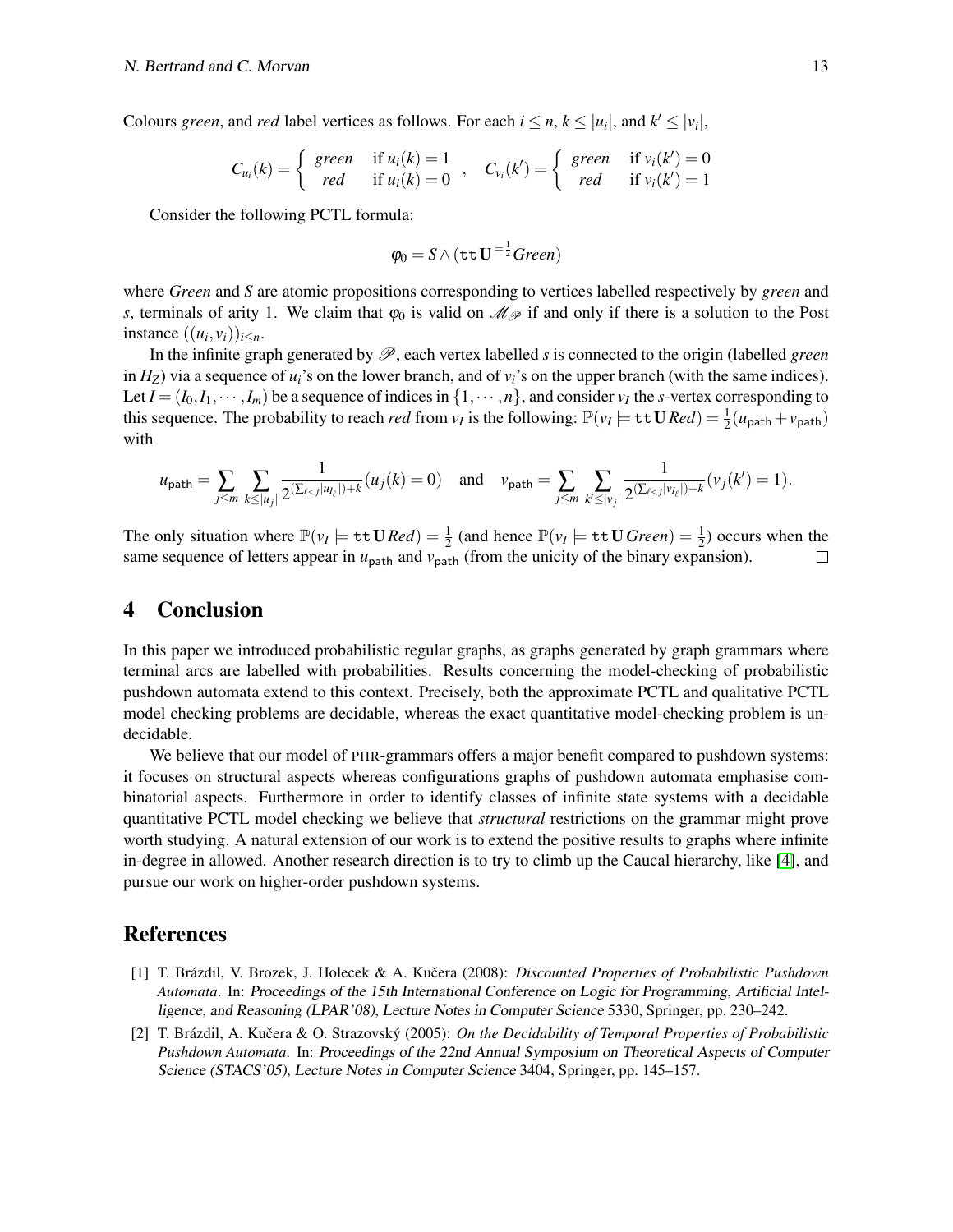Colours *green*, and *red* label vertices as follows. For each $i \leq n$, $k \leq |u_i|$, and $k' \leq |v_i|$,

$$C_{u_i}(k) = \begin{cases} green & \text{if } u_i(k) = 1 \\ red & \text{if } u_i(k) = 0 \end{cases}, \quad C_{v_i}(k') = \begin{cases} green & \text{if } v_i(k') = 0 \\ red & \text{if } v_i(k') = 1 \end{cases}$$

Consider the following PCTL formula:

$$\varphi_0 = S \wedge (\mathtt{tt}\,\mathbf{U}^{=\frac{1}{2}} Green)$$

where *Green* and *S* are atomic propositions corresponding to vertices labelled respectively by *green* and *s*, terminals of arity 1. We claim that $\varphi_0$ is valid on $\mathscr{M}_{\mathscr{P}}$ if and only if there is a solution to the Post instance $((u_i, v_i))_{i \leq n}$.

In the infinite graph generated by $\mathscr{P}$, each vertex labelled *s* is connected to the origin (labelled *green* in $H_Z$) via a sequence of $u_i$'s on the lower branch, and of $v_i$'s on the upper branch (with the same indices). Let $I = (I_0, I_1, \cdots, I_m)$ be a sequence of indices in $\{1, \cdots, n\}$, and consider $v_I$ the *s*-vertex corresponding to this sequence. The probability to reach *red* from $v_I$ is the following: $\mathbb{P}(v_I \models \mathtt{tt}\,\mathbf{U}\, Red) = \frac{1}{2}(u_{\mathsf{path}} + v_{\mathsf{path}})$ with

$$u_{\mathsf{path}} = \sum_{j \leq m} \sum_{k \leq |u_j|} \frac{1}{2^{(\sum_{\ell < j} |u_{I_\ell}|) + k}} (u_j(k) = 0) \quad \text{and} \quad v_{\mathsf{path}} = \sum_{j \leq m} \sum_{k' \leq |v_j|} \frac{1}{2^{(\sum_{\ell < j} |v_{I_\ell}|) + k}} (v_j(k') = 1).$$

The only situation where $\mathbb{P}(v_I \models \mathtt{tt}\,\mathbf{U}\, Red) = \frac{1}{2}$ (and hence $\mathbb{P}(v_I \models \mathtt{tt}\,\mathbf{U}\, Green) = \frac{1}{2}$) occurs when the same sequence of letters appear in $u_{\mathsf{path}}$ and $v_{\mathsf{path}}$ (from the unicity of the binary expansion). □

# 4 Conclusion

In this paper we introduced probabilistic regular graphs, as graphs generated by graph grammars where terminal arcs are labelled with probabilities. Results concerning the model-checking of probabilistic pushdown automata extend to this context. Precisely, both the approximate PCTL and qualitative PCTL model checking problems are decidable, whereas the exact quantitative model-checking problem is undecidable.

We believe that our model of PHR-grammars offers a major benefit compared to pushdown systems: it focuses on structural aspects whereas configurations graphs of pushdown automata emphasise combinatorial aspects. Furthermore in order to identify classes of infinite state systems with a decidable quantitative PCTL model checking we believe that *structural* restrictions on the grammar might prove worth studying. A natural extension of our work is to extend the positive results to graphs where infinite in-degree in allowed. Another research direction is to try to climb up the Caucal hierarchy, like [4], and pursue our work on higher-order pushdown systems.

# References

[1] T. Brázdil, V. Brozek, J. Holecek & A. Kučera (2008): *Discounted Properties of Probabilistic Pushdown Automata*. In: Proceedings of the 15th International Conference on Logic for Programming, Artificial Intelligence, and Reasoning (LPAR'08), Lecture Notes in Computer Science 5330, Springer, pp. 230–242.

[2] T. Brázdil, A. Kučera & O. Strazovský (2005): *On the Decidability of Temporal Properties of Probabilistic Pushdown Automata*. In: Proceedings of the 22nd Annual Symposium on Theoretical Aspects of Computer Science (STACS'05), Lecture Notes in Computer Science 3404, Springer, pp. 145–157.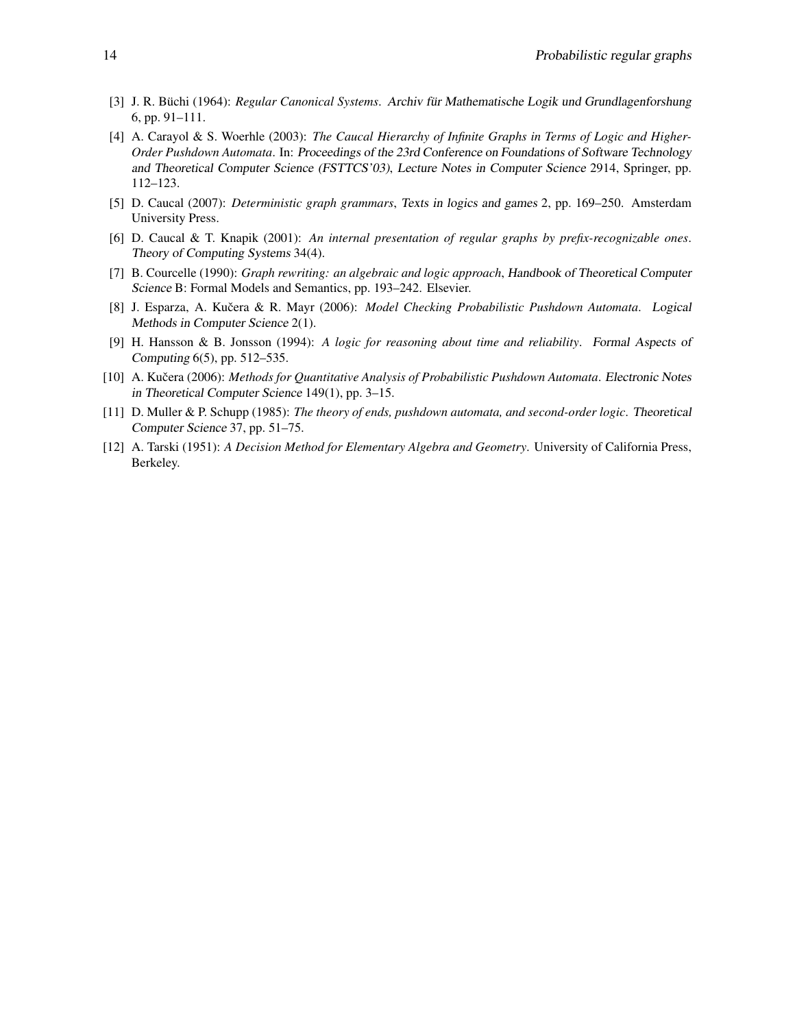[3] J. R. Büchi (1964): *Regular Canonical Systems*. Archiv für Mathematische Logik und Grundlagenforshung 6, pp. 91–111.

[4] A. Carayol & S. Woerhle (2003): *The Caucal Hierarchy of Infinite Graphs in Terms of Logic and Higher-Order Pushdown Automata*. In: Proceedings of the 23rd Conference on Foundations of Software Technology and Theoretical Computer Science (FSTTCS'03), Lecture Notes in Computer Science 2914, Springer, pp. 112–123.

[5] D. Caucal (2007): *Deterministic graph grammars*, Texts in logics and games 2, pp. 169–250. Amsterdam University Press.

[6] D. Caucal & T. Knapik (2001): *An internal presentation of regular graphs by prefix-recognizable ones*. Theory of Computing Systems 34(4).

[7] B. Courcelle (1990): *Graph rewriting: an algebraic and logic approach*, Handbook of Theoretical Computer Science B: Formal Models and Semantics, pp. 193–242. Elsevier.

[8] J. Esparza, A. Kučera & R. Mayr (2006): *Model Checking Probabilistic Pushdown Automata*. Logical Methods in Computer Science 2(1).

[9] H. Hansson & B. Jonsson (1994): *A logic for reasoning about time and reliability*. Formal Aspects of Computing 6(5), pp. 512–535.

[10] A. Kučera (2006): *Methods for Quantitative Analysis of Probabilistic Pushdown Automata*. Electronic Notes in Theoretical Computer Science 149(1), pp. 3–15.

[11] D. Muller & P. Schupp (1985): *The theory of ends, pushdown automata, and second-order logic*. Theoretical Computer Science 37, pp. 51–75.

[12] A. Tarski (1951): *A Decision Method for Elementary Algebra and Geometry*. University of California Press, Berkeley.